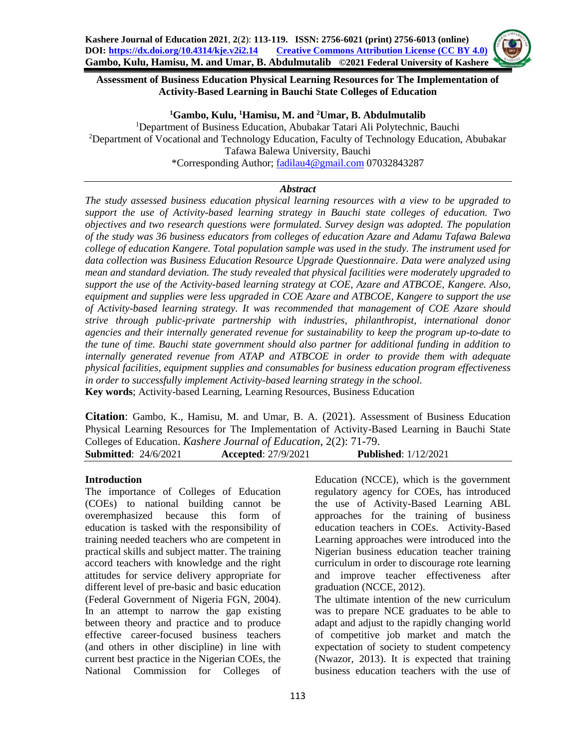# Assessment of Business Education Physical Learning Resources for The Implementation of Activity-Based Learning in Bauchi State Colleges of Education

**[1]Gambo, Kulu, [1]Hamisu, M. and [2]Umar, B. Abdulmutalib**

[1]Department of Business Education, Abubakar Tatari Ali Polytechnic, Bauchi

[2]Department of Vocational and Technology Education, Faculty of Technology Education, Abubakar Tafawa Balewa University, Bauchi

*Corresponding Author; fadilau4@gmail.com 07032843287

### *Abstract*

*The study assessed business education physical learning resources with a view to be upgraded to support the use of Activity-based learning strategy in Bauchi state colleges of education. Two objectives and two research questions were formulated. Survey design was adopted. The population of the study was 36 business educators from colleges of education Azare and Adamu Tafawa Balewa college of education Kangere. Total population sample was used in the study. The instrument used for data collection was Business Education Resource Upgrade Questionnaire. Data were analyzed using mean and standard deviation. The study revealed that physical facilities were moderately upgraded to support the use of the Activity-based learning strategy at COE, Azare and ATBCOE, Kangere. Also, equipment and supplies were less upgraded in COE Azare and ATBCOE, Kangere to support the use of Activity-based learning strategy. It was recommended that management of COE Azare should strive through public-private partnership with industries, philanthropist, international donor agencies and their internally generated revenue for sustainability to keep the program up-to-date to the tune of time. Bauchi state government should also partner for additional funding in addition to internally generated revenue from ATAP and ATBCOE in order to provide them with adequate physical facilities, equipment supplies and consumables for business education program effectiveness in order to successfully implement Activity-based learning strategy in the school.*

**Key words**; Activity-based Learning, Learning Resources, Business Education

**Citation**: Gambo, K., Hamisu, M. and Umar, B. A. (2021). Assessment of Business Education Physical Learning Resources for The Implementation of Activity-Based Learning in Bauchi State Colleges of Education. *Kashere Journal of Education*, 2(2): 71-79.

**Submitted**: 24/6/2021 **Accepted**: 27/9/2021 **Published**: 1/12/2021

## Introduction

The importance of Colleges of Education (COEs) to national building cannot be overemphasized because this form of education is tasked with the responsibility of training needed teachers who are competent in practical skills and subject matter. The training accord teachers with knowledge and the right attitudes for service delivery appropriate for different level of pre-basic and basic education (Federal Government of Nigeria FGN, 2004). In an attempt to narrow the gap existing between theory and practice and to produce effective career-focused business teachers (and others in other discipline) in line with current best practice in the Nigerian COEs, the National Commission for Colleges of Education (NCCE), which is the government regulatory agency for COEs, has introduced the use of Activity-Based Learning ABL approaches for the training of business education teachers in COEs. Activity-Based Learning approaches were introduced into the Nigerian business education teacher training curriculum in order to discourage rote learning and improve teacher effectiveness after graduation (NCCE, 2012).

The ultimate intention of the new curriculum was to prepare NCE graduates to be able to adapt and adjust to the rapidly changing world of competitive job market and match the expectation of society to student competency (Nwazor, 2013). It is expected that training business education teachers with the use of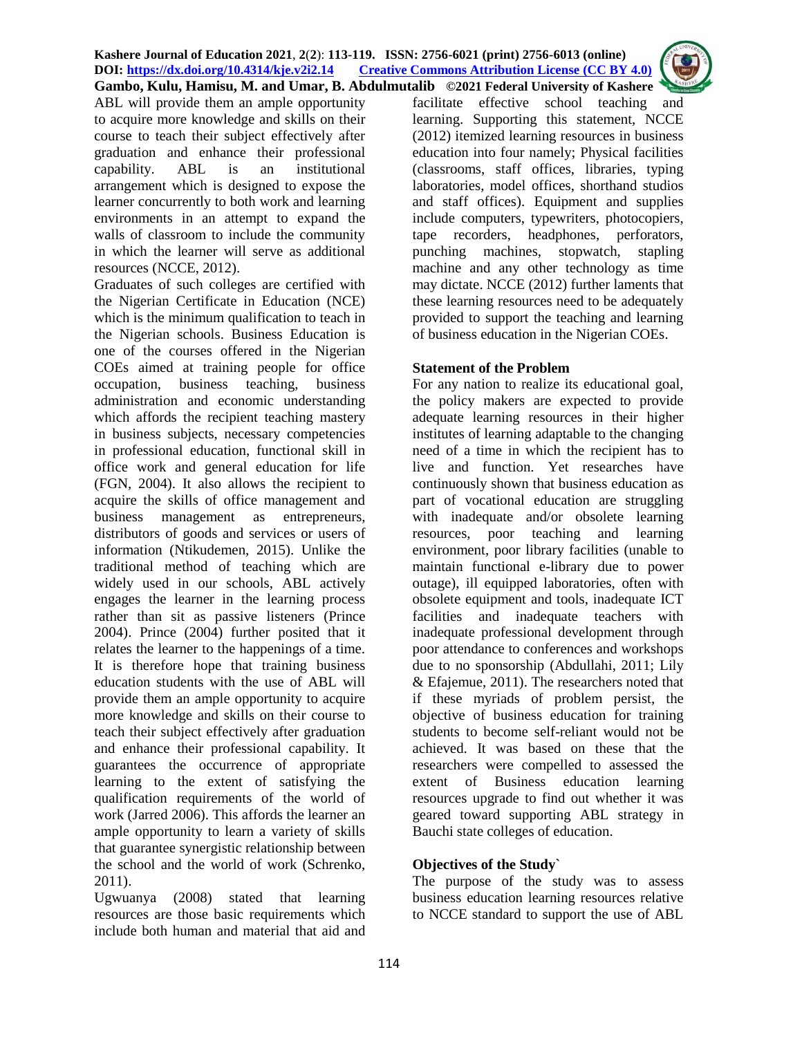ABL will provide them an ample opportunity to acquire more knowledge and skills on their course to teach their subject effectively after graduation and enhance their professional capability. ABL is an institutional arrangement which is designed to expose the learner concurrently to both work and learning environments in an attempt to expand the walls of classroom to include the community in which the learner will serve as additional resources (NCCE, 2012).

Graduates of such colleges are certified with the Nigerian Certificate in Education (NCE) which is the minimum qualification to teach in the Nigerian schools. Business Education is one of the courses offered in the Nigerian COEs aimed at training people for office occupation, business teaching, business administration and economic understanding which affords the recipient teaching mastery in business subjects, necessary competencies in professional education, functional skill in office work and general education for life (FGN, 2004). It also allows the recipient to acquire the skills of office management and business management as entrepreneurs, distributors of goods and services or users of information (Ntikudemen, 2015). Unlike the traditional method of teaching which are widely used in our schools, ABL actively engages the learner in the learning process rather than sit as passive listeners (Prince 2004). Prince (2004) further posited that it relates the learner to the happenings of a time. It is therefore hope that training business education students with the use of ABL will provide them an ample opportunity to acquire more knowledge and skills on their course to teach their subject effectively after graduation and enhance their professional capability. It guarantees the occurrence of appropriate learning to the extent of satisfying the qualification requirements of the world of work (Jarred 2006). This affords the learner an ample opportunity to learn a variety of skills that guarantee synergistic relationship between the school and the world of work (Schrenko, 2011).

Ugwuanya (2008) stated that learning resources are those basic requirements which include both human and material that aid and facilitate effective school teaching and learning. Supporting this statement, NCCE (2012) itemized learning resources in business education into four namely; Physical facilities (classrooms, staff offices, libraries, typing laboratories, model offices, shorthand studios and staff offices). Equipment and supplies include computers, typewriters, photocopiers, tape recorders, headphones, perforators, punching machines, stopwatch, stapling machine and any other technology as time may dictate. NCCE (2012) further laments that these learning resources need to be adequately provided to support the teaching and learning of business education in the Nigerian COEs.

## Statement of the Problem

For any nation to realize its educational goal, the policy makers are expected to provide adequate learning resources in their higher institutes of learning adaptable to the changing need of a time in which the recipient has to live and function. Yet researches have continuously shown that business education as part of vocational education are struggling with inadequate and/or obsolete learning resources, poor teaching and learning environment, poor library facilities (unable to maintain functional e-library due to power outage), ill equipped laboratories, often with obsolete equipment and tools, inadequate ICT facilities and inadequate teachers with inadequate professional development through poor attendance to conferences and workshops due to no sponsorship (Abdullahi, 2011; Lily & Efajemue, 2011). The researchers noted that if these myriads of problem persist, the objective of business education for training students to become self-reliant would not be achieved. It was based on these that the researchers were compelled to assessed the extent of Business education learning resources upgrade to find out whether it was geared toward supporting ABL strategy in Bauchi state colleges of education.

## Objectives of the Study`

The purpose of the study was to assess business education learning resources relative to NCCE standard to support the use of ABL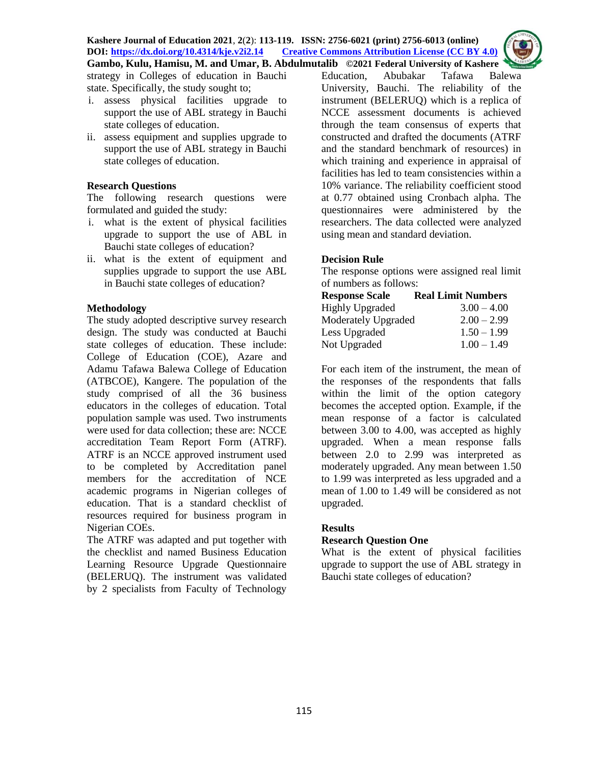strategy in Colleges of education in Bauchi state. Specifically, the study sought to;

i. assess physical facilities upgrade to support the use of ABL strategy in Bauchi state colleges of education.
ii. assess equipment and supplies upgrade to support the use of ABL strategy in Bauchi state colleges of education.

### Research Questions

The following research questions were formulated and guided the study:

i. what is the extent of physical facilities upgrade to support the use of ABL in Bauchi state colleges of education?
ii. what is the extent of equipment and supplies upgrade to support the use ABL in Bauchi state colleges of education?

### Methodology

The study adopted descriptive survey research design. The study was conducted at Bauchi state colleges of education. These include: College of Education (COE), Azare and Adamu Tafawa Balewa College of Education (ATBCOE), Kangere. The population of the study comprised of all the 36 business educators in the colleges of education. Total population sample was used. Two instruments were used for data collection; these are: NCCE accreditation Team Report Form (ATRF). ATRF is an NCCE approved instrument used to be completed by Accreditation panel members for the accreditation of NCE academic programs in Nigerian colleges of education. That is a standard checklist of resources required for business program in Nigerian COEs.

The ATRF was adapted and put together with the checklist and named Business Education Learning Resource Upgrade Questionnaire (BELERUQ). The instrument was validated by 2 specialists from Faculty of Technology Education, Abubakar Tafawa Balewa University, Bauchi. The reliability of the instrument (BELERUQ) which is a replica of NCCE assessment documents is achieved through the team consensus of experts that constructed and drafted the documents (ATRF and the standard benchmark of resources) in which training and experience in appraisal of facilities has led to team consistencies within a 10% variance. The reliability coefficient stood at 0.77 obtained using Cronbach alpha. The questionnaires were administered by the researchers. The data collected were analyzed using mean and standard deviation.

### Decision Rule

The response options were assigned real limit of numbers as follows:

| Response Scale | Real Limit Numbers |
|---|---|
| Highly Upgraded | 3.00 – 4.00 |
| Moderately Upgraded | 2.00 – 2.99 |
| Less Upgraded | 1.50 – 1.99 |
| Not Upgraded | 1.00 – 1.49 |

For each item of the instrument, the mean of the responses of the respondents that falls within the limit of the option category becomes the accepted option. Example, if the mean response of a factor is calculated between 3.00 to 4.00, was accepted as highly upgraded. When a mean response falls between 2.0 to 2.99 was interpreted as moderately upgraded. Any mean between 1.50 to 1.99 was interpreted as less upgraded and a mean of 1.00 to 1.49 will be considered as not upgraded.

## Results

### Research Question One

What is the extent of physical facilities upgrade to support the use of ABL strategy in Bauchi state colleges of education?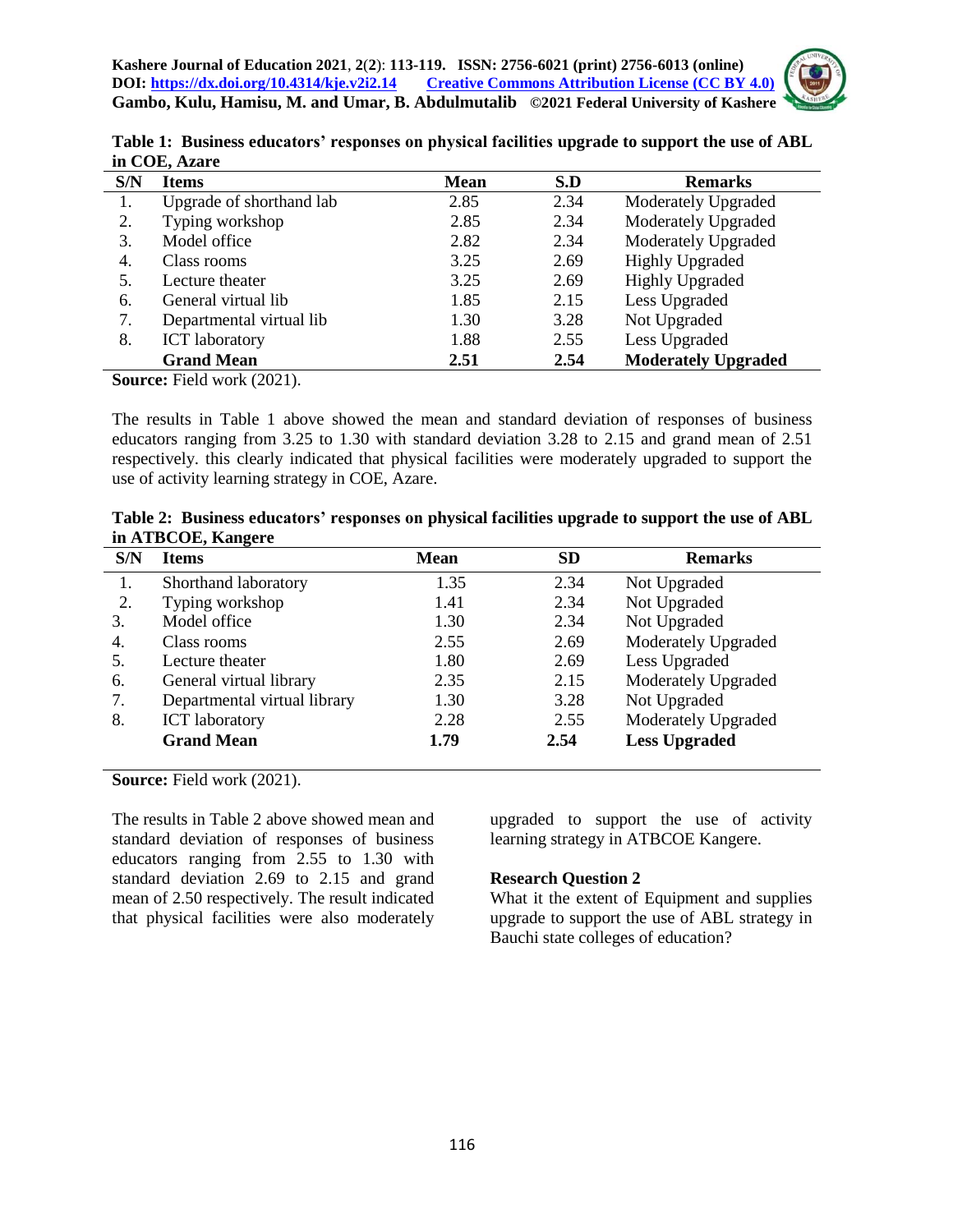**Table 1: Business educators' responses on physical facilities upgrade to support the use of ABL in COE, Azare**

| S/N | Items | Mean | S.D | Remarks |
|---|---|---|---|---|
| 1. | Upgrade of shorthand lab | 2.85 | 2.34 | Moderately Upgraded |
| 2. | Typing workshop | 2.85 | 2.34 | Moderately Upgraded |
| 3. | Model office | 2.82 | 2.34 | Moderately Upgraded |
| 4. | Class rooms | 3.25 | 2.69 | Highly Upgraded |
| 5. | Lecture theater | 3.25 | 2.69 | Highly Upgraded |
| 6. | General virtual lib | 1.85 | 2.15 | Less Upgraded |
| 7. | Departmental virtual lib | 1.30 | 3.28 | Not Upgraded |
| 8. | ICT laboratory | 1.88 | 2.55 | Less Upgraded |
| | **Grand Mean** | **2.51** | **2.54** | **Moderately Upgraded** |

**Source:** Field work (2021).

The results in Table 1 above showed the mean and standard deviation of responses of business educators ranging from 3.25 to 1.30 with standard deviation 3.28 to 2.15 and grand mean of 2.51 respectively. this clearly indicated that physical facilities were moderately upgraded to support the use of activity learning strategy in COE, Azare.

**Table 2: Business educators' responses on physical facilities upgrade to support the use of ABL in ATBCOE, Kangere**

| S/N | Items | Mean | SD | Remarks |
|---|---|---|---|---|
| 1. | Shorthand laboratory | 1.35 | 2.34 | Not Upgraded |
| 2. | Typing workshop | 1.41 | 2.34 | Not Upgraded |
| 3. | Model office | 1.30 | 2.34 | Not Upgraded |
| 4. | Class rooms | 2.55 | 2.69 | Moderately Upgraded |
| 5. | Lecture theater | 1.80 | 2.69 | Less Upgraded |
| 6. | General virtual library | 2.35 | 2.15 | Moderately Upgraded |
| 7. | Departmental virtual library | 1.30 | 3.28 | Not Upgraded |
| 8. | ICT laboratory | 2.28 | 2.55 | Moderately Upgraded |
| | **Grand Mean** | **1.79** | **2.54** | **Less Upgraded** |

**Source:** Field work (2021).

The results in Table 2 above showed mean and standard deviation of responses of business educators ranging from 2.55 to 1.30 with standard deviation 2.69 to 2.15 and grand mean of 2.50 respectively. The result indicated that physical facilities were also moderately upgraded to support the use of activity learning strategy in ATBCOE Kangere.

**Research Question 2**

What it the extent of Equipment and supplies upgrade to support the use of ABL strategy in Bauchi state colleges of education?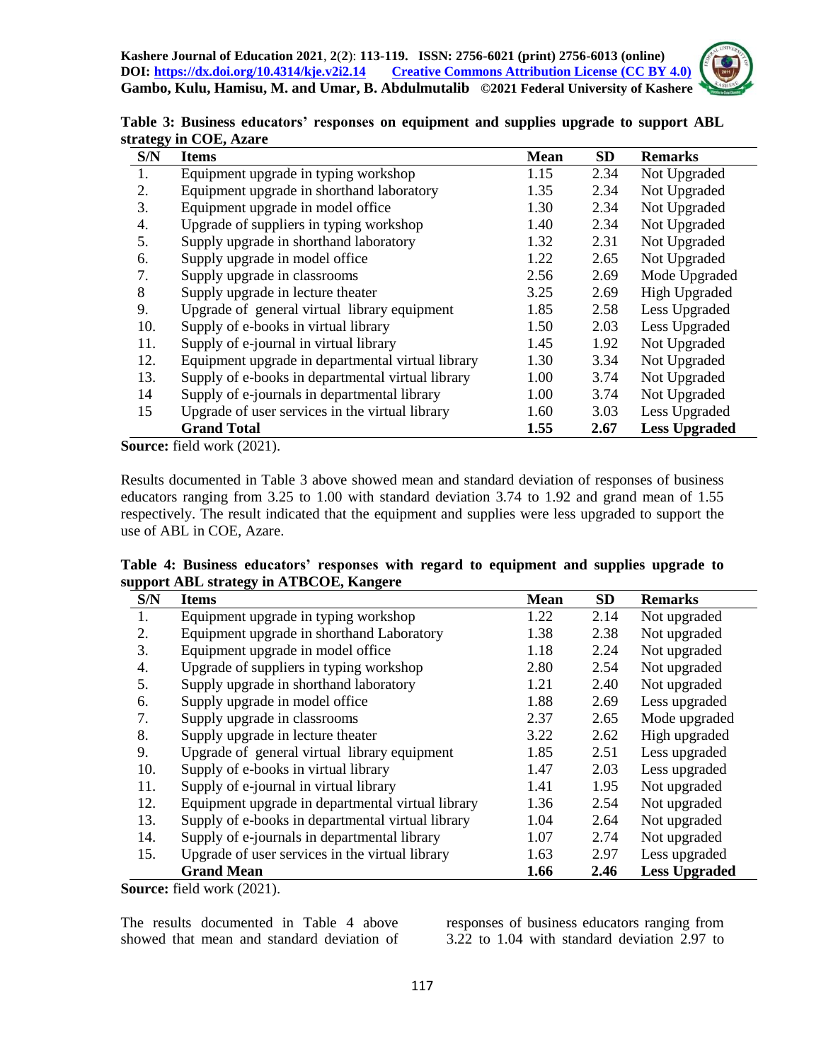**Table 3: Business educators' responses on equipment and supplies upgrade to support ABL strategy in COE, Azare**

| S/N | Items | Mean | SD | Remarks |
|---|---|---|---|---|
| 1. | Equipment upgrade in typing workshop | 1.15 | 2.34 | Not Upgraded |
| 2. | Equipment upgrade in shorthand laboratory | 1.35 | 2.34 | Not Upgraded |
| 3. | Equipment upgrade in model office | 1.30 | 2.34 | Not Upgraded |
| 4. | Upgrade of suppliers in typing workshop | 1.40 | 2.34 | Not Upgraded |
| 5. | Supply upgrade in shorthand laboratory | 1.32 | 2.31 | Not Upgraded |
| 6. | Supply upgrade in model office | 1.22 | 2.65 | Not Upgraded |
| 7. | Supply upgrade in classrooms | 2.56 | 2.69 | Mode Upgraded |
| 8 | Supply upgrade in lecture theater | 3.25 | 2.69 | High Upgraded |
| 9. | Upgrade of general virtual library equipment | 1.85 | 2.58 | Less Upgraded |
| 10. | Supply of e-books in virtual library | 1.50 | 2.03 | Less Upgraded |
| 11. | Supply of e-journal in virtual library | 1.45 | 1.92 | Not Upgraded |
| 12. | Equipment upgrade in departmental virtual library | 1.30 | 3.34 | Not Upgraded |
| 13. | Supply of e-books in departmental virtual library | 1.00 | 3.74 | Not Upgraded |
| 14 | Supply of e-journals in departmental library | 1.00 | 3.74 | Not Upgraded |
| 15 | Upgrade of user services in the virtual library | 1.60 | 3.03 | Less Upgraded |
| | **Grand Total** | **1.55** | **2.67** | **Less Upgraded** |

**Source:** field work (2021).

Results documented in Table 3 above showed mean and standard deviation of responses of business educators ranging from 3.25 to 1.00 with standard deviation 3.74 to 1.92 and grand mean of 1.55 respectively. The result indicated that the equipment and supplies were less upgraded to support the use of ABL in COE, Azare.

**Table 4: Business educators' responses with regard to equipment and supplies upgrade to support ABL strategy in ATBCOE, Kangere**

| S/N | Items | Mean | SD | Remarks |
|---|---|---|---|---|
| 1. | Equipment upgrade in typing workshop | 1.22 | 2.14 | Not upgraded |
| 2. | Equipment upgrade in shorthand Laboratory | 1.38 | 2.38 | Not upgraded |
| 3. | Equipment upgrade in model office | 1.18 | 2.24 | Not upgraded |
| 4. | Upgrade of suppliers in typing workshop | 2.80 | 2.54 | Not upgraded |
| 5. | Supply upgrade in shorthand laboratory | 1.21 | 2.40 | Not upgraded |
| 6. | Supply upgrade in model office | 1.88 | 2.69 | Less upgraded |
| 7. | Supply upgrade in classrooms | 2.37 | 2.65 | Mode upgraded |
| 8. | Supply upgrade in lecture theater | 3.22 | 2.62 | High upgraded |
| 9. | Upgrade of general virtual library equipment | 1.85 | 2.51 | Less upgraded |
| 10. | Supply of e-books in virtual library | 1.47 | 2.03 | Less upgraded |
| 11. | Supply of e-journal in virtual library | 1.41 | 1.95 | Not upgraded |
| 12. | Equipment upgrade in departmental virtual library | 1.36 | 2.54 | Not upgraded |
| 13. | Supply of e-books in departmental virtual library | 1.04 | 2.64 | Not upgraded |
| 14. | Supply of e-journals in departmental library | 1.07 | 2.74 | Not upgraded |
| 15. | Upgrade of user services in the virtual library | 1.63 | 2.97 | Less upgraded |
| | **Grand Mean** | **1.66** | **2.46** | **Less Upgraded** |

**Source:** field work (2021).

The results documented in Table 4 above showed that mean and standard deviation of responses of business educators ranging from 3.22 to 1.04 with standard deviation 2.97 to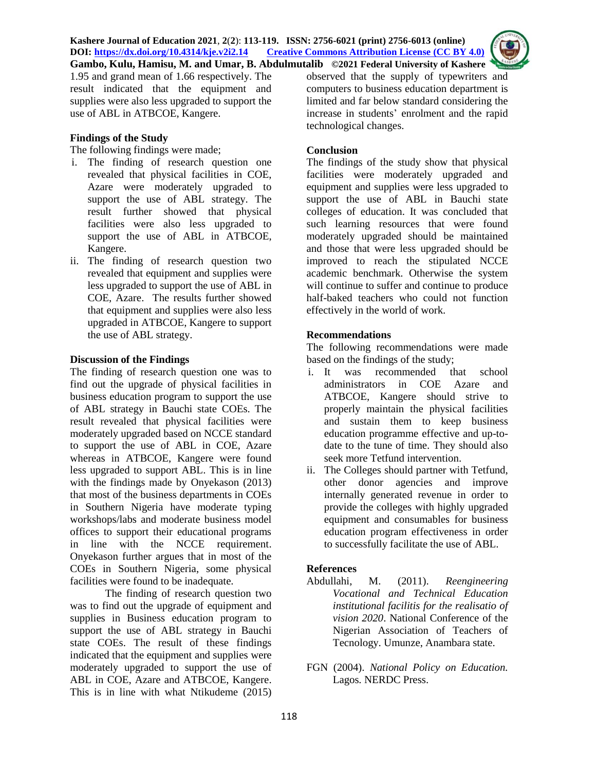1.95 and grand mean of 1.66 respectively. The result indicated that the equipment and supplies were also less upgraded to support the use of ABL in ATBCOE, Kangere.

**Findings of the Study**

The following findings were made;

i. The finding of research question one revealed that physical facilities in COE, Azare were moderately upgraded to support the use of ABL strategy. The result further showed that physical facilities were also less upgraded to support the use of ABL in ATBCOE, Kangere.
ii. The finding of research question two revealed that equipment and supplies were less upgraded to support the use of ABL in COE, Azare. The results further showed that equipment and supplies were also less upgraded in ATBCOE, Kangere to support the use of ABL strategy.

**Discussion of the Findings**

The finding of research question one was to find out the upgrade of physical facilities in business education program to support the use of ABL strategy in Bauchi state COEs. The result revealed that physical facilities were moderately upgraded based on NCCE standard to support the use of ABL in COE, Azare whereas in ATBCOE, Kangere were found less upgraded to support ABL. This is in line with the findings made by Onyekason (2013) that most of the business departments in COEs in Southern Nigeria have moderate typing workshops/labs and moderate business model offices to support their educational programs in line with the NCCE requirement. Onyekason further argues that in most of the COEs in Southern Nigeria, some physical facilities were found to be inadequate.

The finding of research question two was to find out the upgrade of equipment and supplies in Business education program to support the use of ABL strategy in Bauchi state COEs. The result of these findings indicated that the equipment and supplies were moderately upgraded to support the use of ABL in COE, Azare and ATBCOE, Kangere. This is in line with what Ntikudeme (2015) observed that the supply of typewriters and computers to business education department is limited and far below standard considering the increase in students' enrolment and the rapid technological changes.

**Conclusion**

The findings of the study show that physical facilities were moderately upgraded and equipment and supplies were less upgraded to support the use of ABL in Bauchi state colleges of education. It was concluded that such learning resources that were found moderately upgraded should be maintained and those that were less upgraded should be improved to reach the stipulated NCCE academic benchmark. Otherwise the system will continue to suffer and continue to produce half-baked teachers who could not function effectively in the world of work.

**Recommendations**

The following recommendations were made based on the findings of the study;

i. It was recommended that school administrators in COE Azare and ATBCOE, Kangere should strive to properly maintain the physical facilities and sustain them to keep business education programme effective and up-to-date to the tune of time. They should also seek more Tetfund intervention.
ii. The Colleges should partner with Tetfund, other donor agencies and improve internally generated revenue in order to provide the colleges with highly upgraded equipment and consumables for business education program effectiveness in order to successfully facilitate the use of ABL.

**References**

Abdullahi, M. (2011). *Reengineering Vocational and Technical Education institutional facilitis for the realisatio of vision 2020*. National Conference of the Nigerian Association of Teachers of Tecnology. Umunze, Anambara state.

FGN (2004). *National Policy on Education.* Lagos. NERDC Press.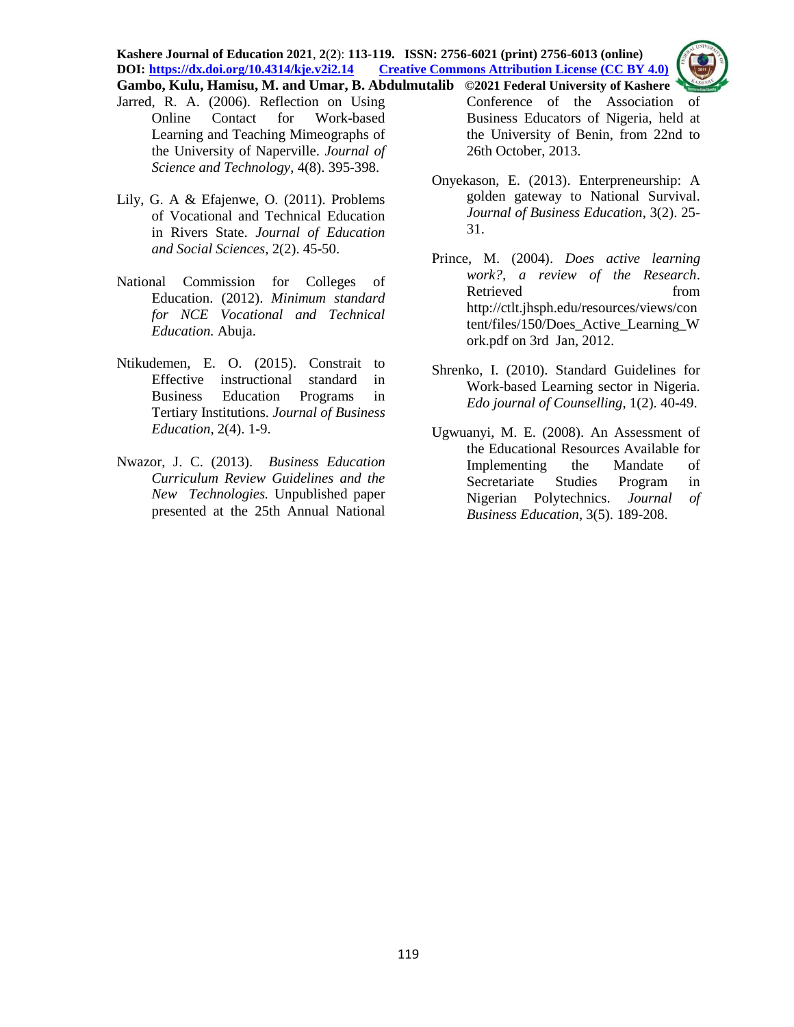Jarred, R. A. (2006). Reflection on Using Online Contact for Work-based Learning and Teaching Mimeographs of the University of Naperville. *Journal of Science and Technology*, 4(8). 395-398.

Lily, G. A & Efajenwe, O. (2011). Problems of Vocational and Technical Education in Rivers State. *Journal of Education and Social Sciences*, 2(2). 45-50.

National Commission for Colleges of Education. (2012). *Minimum standard for NCE Vocational and Technical Education.* Abuja.

Ntikudemen, E. O. (2015). Constrait to Effective instructional standard in Business Education Programs in Tertiary Institutions. *Journal of Business Education*, 2(4). 1-9.

Nwazor, J. C. (2013). *Business Education Curriculum Review Guidelines and the New Technologies.* Unpublished paper presented at the 25th Annual National Conference of the Association of Business Educators of Nigeria, held at the University of Benin, from 22nd to 26th October, 2013.

Onyekason, E. (2013). Enterpreneurship: A golden gateway to National Survival. *Journal of Business Education*, 3(2). 25-31.

Prince, M. (2004). *Does active learning work?, a review of the Research*. Retrieved from http://ctlt.jhsph.edu/resources/views/content/files/150/Does_Active_Learning_Work.pdf on 3rd Jan, 2012.

Shrenko, I. (2010). Standard Guidelines for Work-based Learning sector in Nigeria. *Edo journal of Counselling*, 1(2). 40-49.

Ugwuanyi, M. E. (2008). An Assessment of the Educational Resources Available for Implementing the Mandate of Secretariate Studies Program in Nigerian Polytechnics. *Journal of Business Education*, 3(5). 189-208.